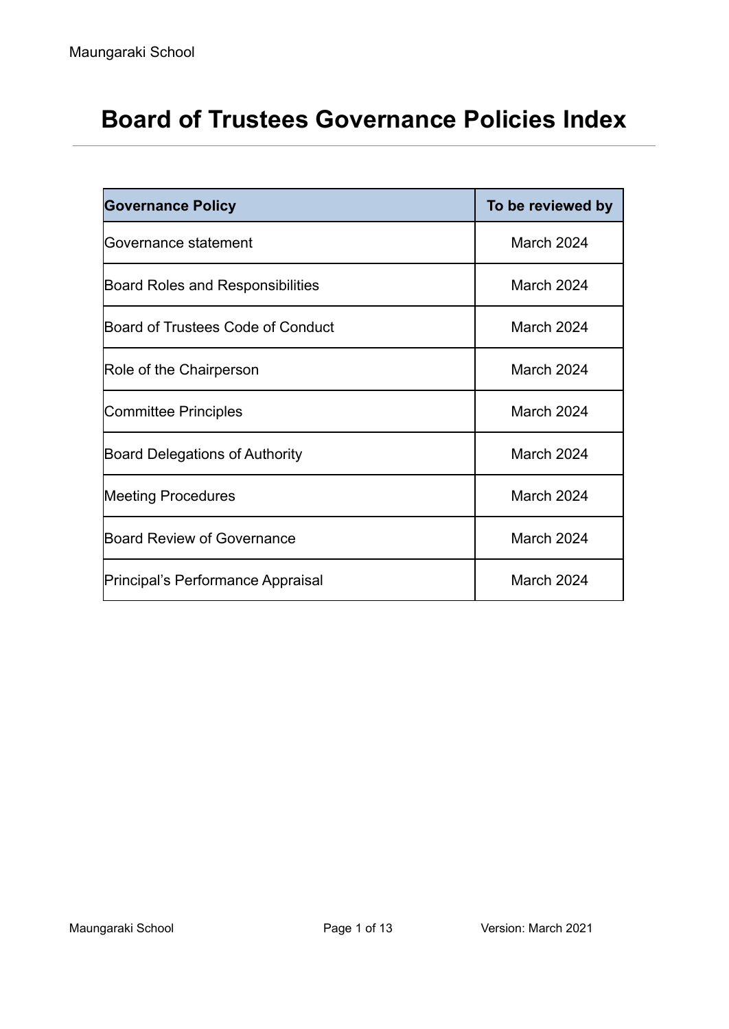# Board of Trustees Governance Policies Index

| Governance Policy | To be reviewed by |
| --- | --- |
| Governance statement | March 2024 |
| Board Roles and Responsibilities | March 2024 |
| Board of Trustees Code of Conduct | March 2024 |
| Role of the Chairperson | March 2024 |
| Committee Principles | March 2024 |
| Board Delegations of Authority | March 2024 |
| Meeting Procedures | March 2024 |
| Board Review of Governance | March 2024 |
| Principal's Performance Appraisal | March 2024 |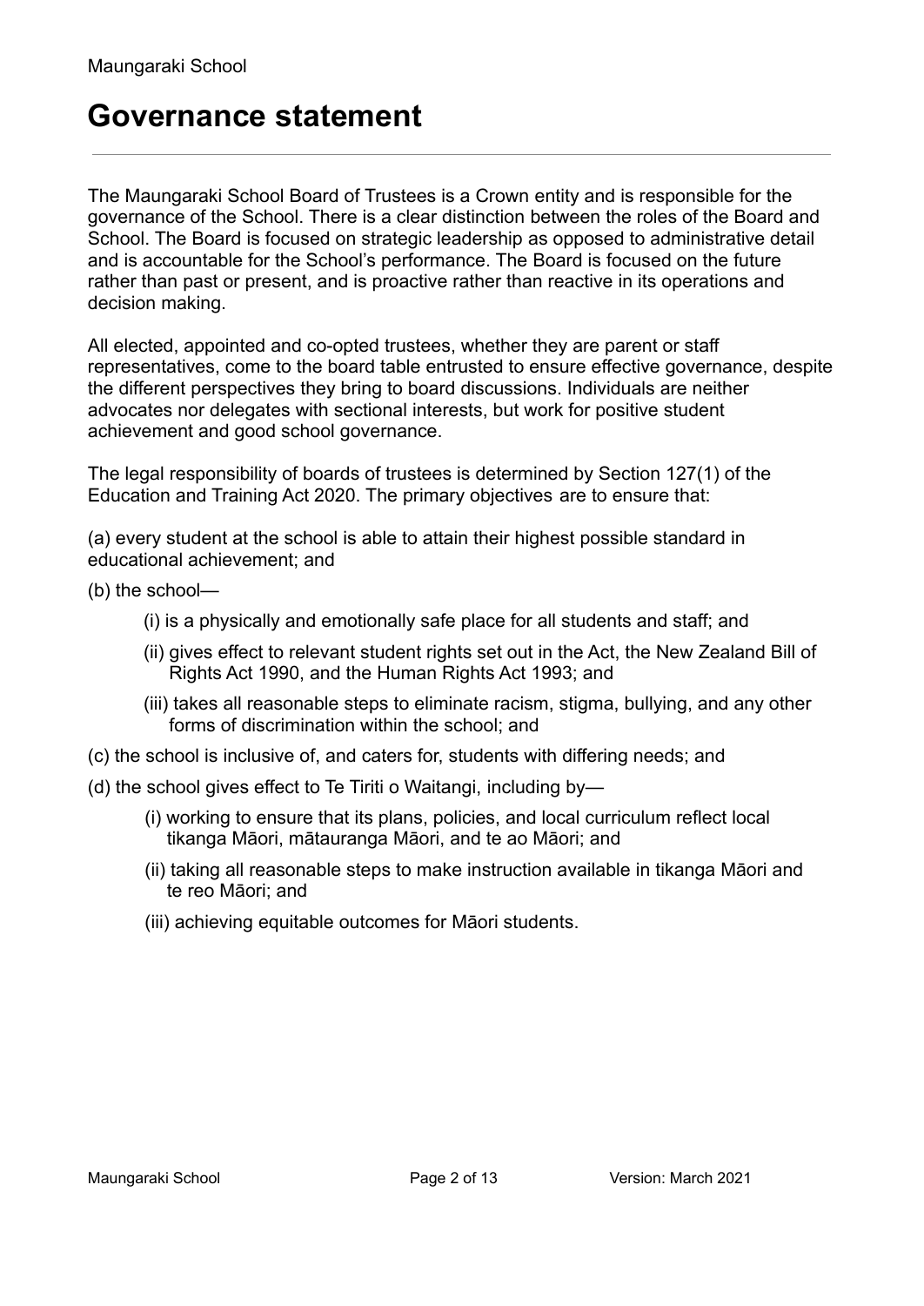# Governance statement

The Maungaraki School Board of Trustees is a Crown entity and is responsible for the governance of the School. There is a clear distinction between the roles of the Board and School. The Board is focused on strategic leadership as opposed to administrative detail and is accountable for the School's performance. The Board is focused on the future rather than past or present, and is proactive rather than reactive in its operations and decision making.

All elected, appointed and co-opted trustees, whether they are parent or staff representatives, come to the board table entrusted to ensure effective governance, despite the different perspectives they bring to board discussions. Individuals are neither advocates nor delegates with sectional interests, but work for positive student achievement and good school governance.

The legal responsibility of boards of trustees is determined by Section 127(1) of the Education and Training Act 2020. The primary objectives are to ensure that:

(a) every student at the school is able to attain their highest possible standard in educational achievement; and

(b) the school—

- (i) is a physically and emotionally safe place for all students and staff; and
- (ii) gives effect to relevant student rights set out in the Act, the New Zealand Bill of Rights Act 1990, and the Human Rights Act 1993; and
- (iii) takes all reasonable steps to eliminate racism, stigma, bullying, and any other forms of discrimination within the school; and

(c) the school is inclusive of, and caters for, students with differing needs; and

(d) the school gives effect to Te Tiriti o Waitangi, including by—

- (i) working to ensure that its plans, policies, and local curriculum reflect local tikanga Māori, mātauranga Māori, and te ao Māori; and
- (ii) taking all reasonable steps to make instruction available in tikanga Māori and te reo Māori; and
- (iii) achieving equitable outcomes for Māori students.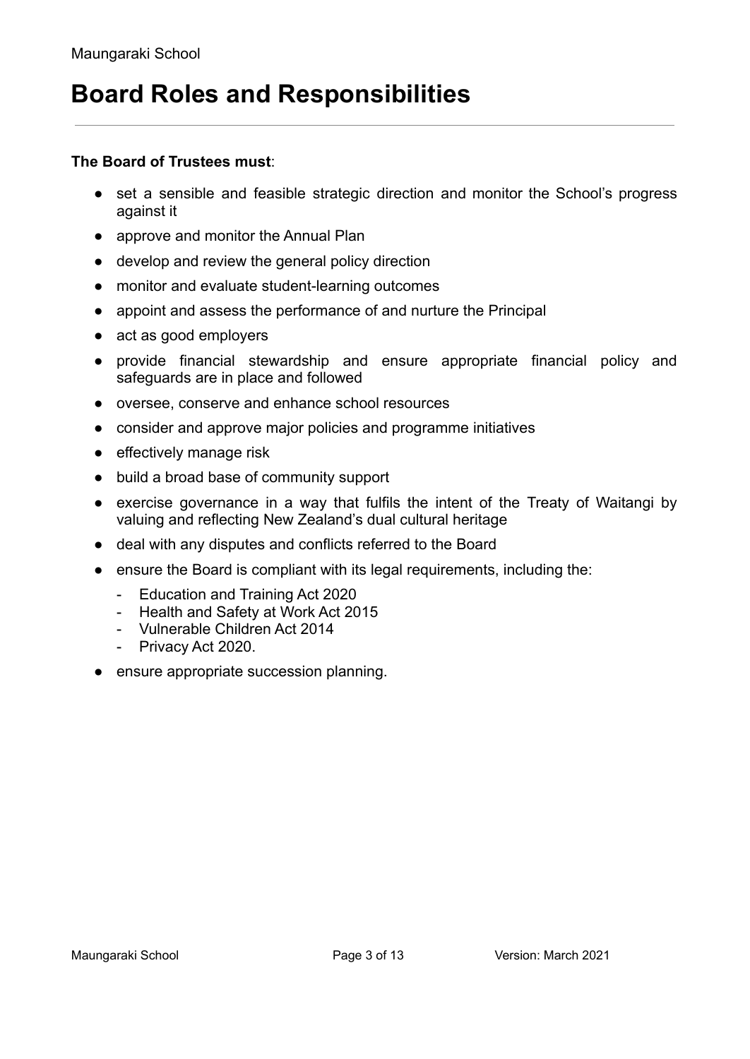# Board Roles and Responsibilities

**The Board of Trustees must**:

- set a sensible and feasible strategic direction and monitor the School's progress against it
- approve and monitor the Annual Plan
- develop and review the general policy direction
- monitor and evaluate student-learning outcomes
- appoint and assess the performance of and nurture the Principal
- act as good employers
- provide financial stewardship and ensure appropriate financial policy and safeguards are in place and followed
- oversee, conserve and enhance school resources
- consider and approve major policies and programme initiatives
- effectively manage risk
- build a broad base of community support
- exercise governance in a way that fulfils the intent of the Treaty of Waitangi by valuing and reflecting New Zealand's dual cultural heritage
- deal with any disputes and conflicts referred to the Board
- ensure the Board is compliant with its legal requirements, including the:
    - Education and Training Act 2020
    - Health and Safety at Work Act 2015
    - Vulnerable Children Act 2014
    - Privacy Act 2020.
- ensure appropriate succession planning.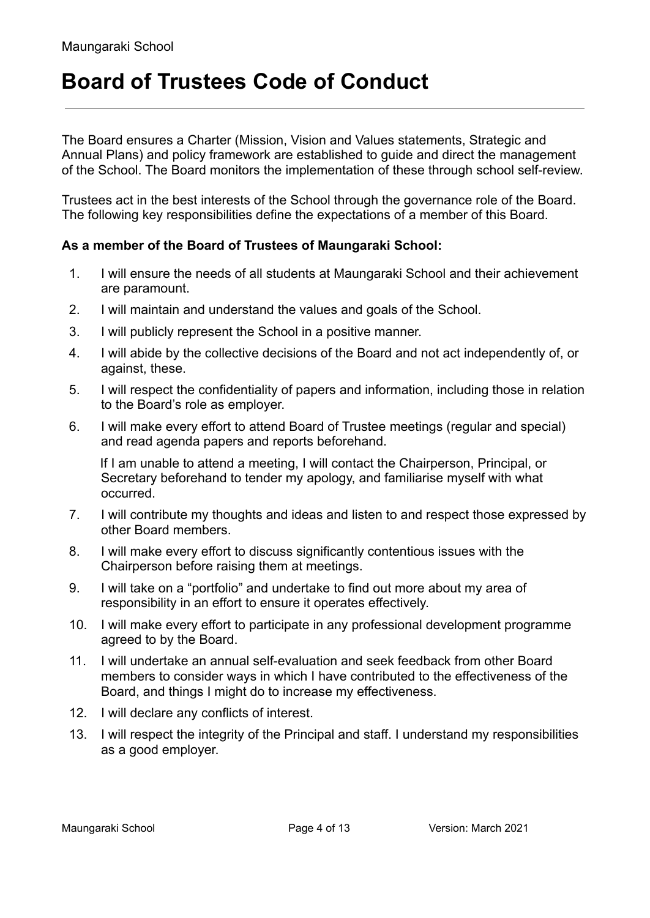# Board of Trustees Code of Conduct

The Board ensures a Charter (Mission, Vision and Values statements, Strategic and Annual Plans) and policy framework are established to guide and direct the management of the School. The Board monitors the implementation of these through school self-review.

Trustees act in the best interests of the School through the governance role of the Board. The following key responsibilities define the expectations of a member of this Board.

**As a member of the Board of Trustees of Maungaraki School:**

1. I will ensure the needs of all students at Maungaraki School and their achievement are paramount.
2. I will maintain and understand the values and goals of the School.
3. I will publicly represent the School in a positive manner.
4. I will abide by the collective decisions of the Board and not act independently of, or against, these.
5. I will respect the confidentiality of papers and information, including those in relation to the Board's role as employer.
6. I will make every effort to attend Board of Trustee meetings (regular and special) and read agenda papers and reports beforehand.

   If I am unable to attend a meeting, I will contact the Chairperson, Principal, or Secretary beforehand to tender my apology, and familiarise myself with what occurred.
7. I will contribute my thoughts and ideas and listen to and respect those expressed by other Board members.
8. I will make every effort to discuss significantly contentious issues with the Chairperson before raising them at meetings.
9. I will take on a "portfolio" and undertake to find out more about my area of responsibility in an effort to ensure it operates effectively.
10. I will make every effort to participate in any professional development programme agreed to by the Board.
11. I will undertake an annual self-evaluation and seek feedback from other Board members to consider ways in which I have contributed to the effectiveness of the Board, and things I might do to increase my effectiveness.
12. I will declare any conflicts of interest.
13. I will respect the integrity of the Principal and staff. I understand my responsibilities as a good employer.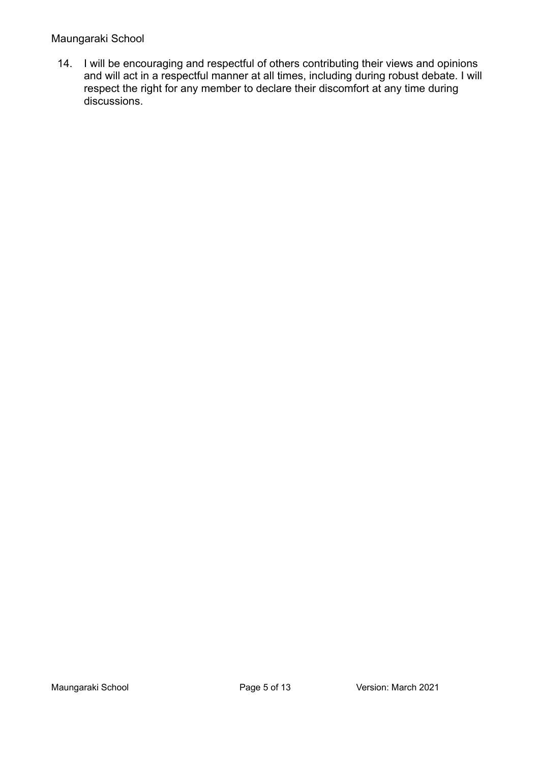14. I will be encouraging and respectful of others contributing their views and opinions and will act in a respectful manner at all times, including during robust debate. I will respect the right for any member to declare their discomfort at any time during discussions.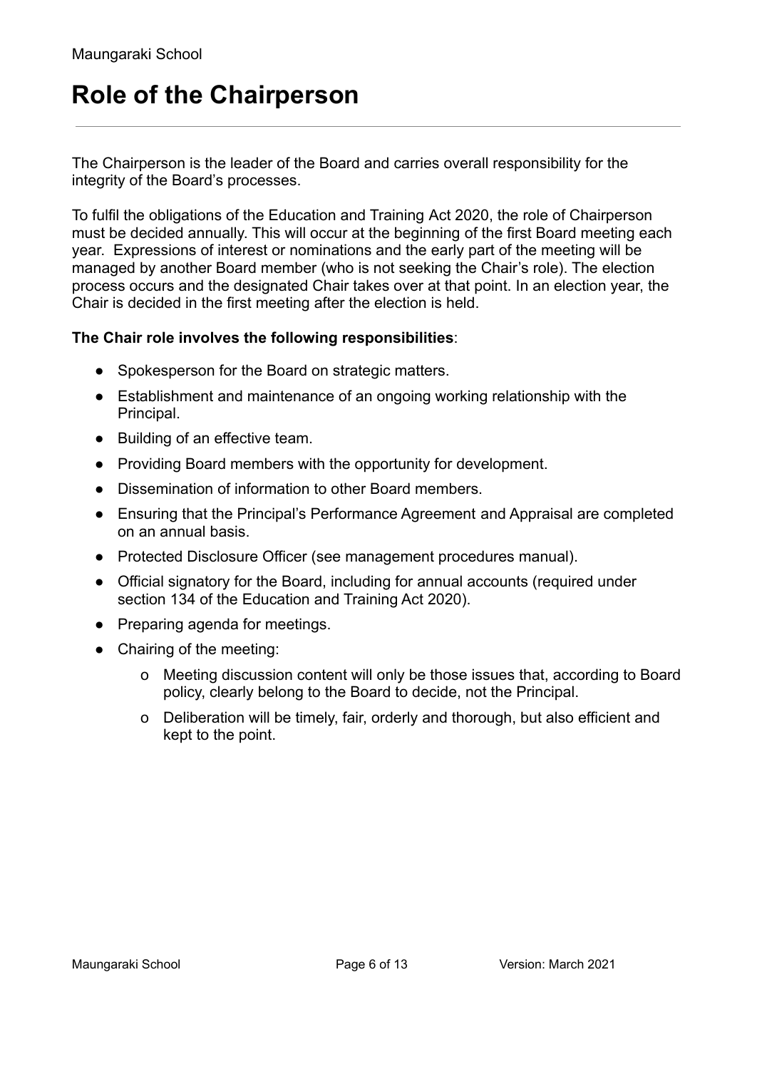# Role of the Chairperson

The Chairperson is the leader of the Board and carries overall responsibility for the integrity of the Board's processes.

To fulfil the obligations of the Education and Training Act 2020, the role of Chairperson must be decided annually. This will occur at the beginning of the first Board meeting each year. Expressions of interest or nominations and the early part of the meeting will be managed by another Board member (who is not seeking the Chair's role). The election process occurs and the designated Chair takes over at that point. In an election year, the Chair is decided in the first meeting after the election is held.

**The Chair role involves the following responsibilities**:

- Spokesperson for the Board on strategic matters.
- Establishment and maintenance of an ongoing working relationship with the Principal.
- Building of an effective team.
- Providing Board members with the opportunity for development.
- Dissemination of information to other Board members.
- Ensuring that the Principal's Performance Agreement and Appraisal are completed on an annual basis.
- Protected Disclosure Officer (see management procedures manual).
- Official signatory for the Board, including for annual accounts (required under section 134 of the Education and Training Act 2020).
- Preparing agenda for meetings.
- Chairing of the meeting:
    - Meeting discussion content will only be those issues that, according to Board policy, clearly belong to the Board to decide, not the Principal.
    - Deliberation will be timely, fair, orderly and thorough, but also efficient and kept to the point.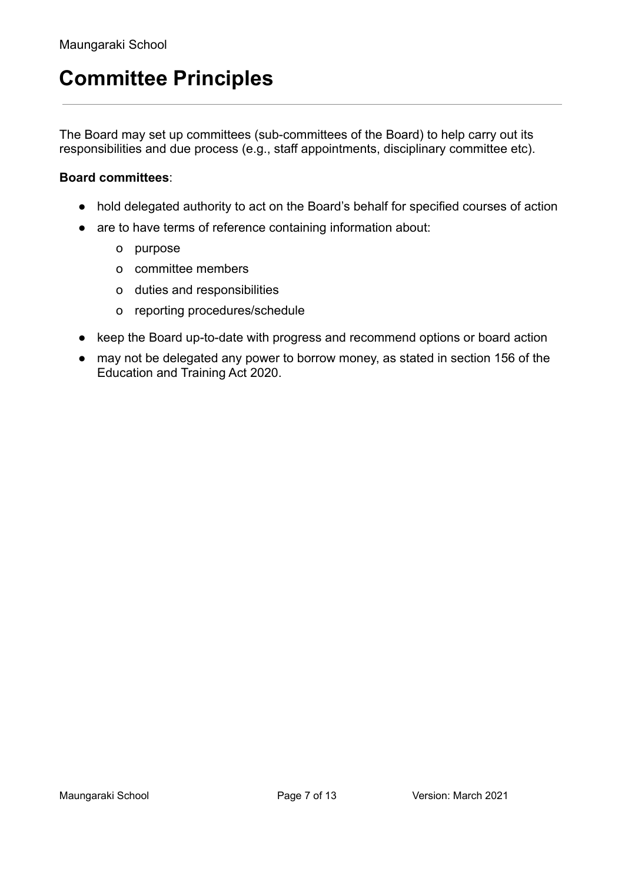# Committee Principles

The Board may set up committees (sub-committees of the Board) to help carry out its responsibilities and due process (e.g., staff appointments, disciplinary committee etc).

**Board committees**:

- hold delegated authority to act on the Board's behalf for specified courses of action
- are to have terms of reference containing information about:
  - purpose
  - committee members
  - duties and responsibilities
  - reporting procedures/schedule
- keep the Board up-to-date with progress and recommend options or board action
- may not be delegated any power to borrow money, as stated in section 156 of the Education and Training Act 2020.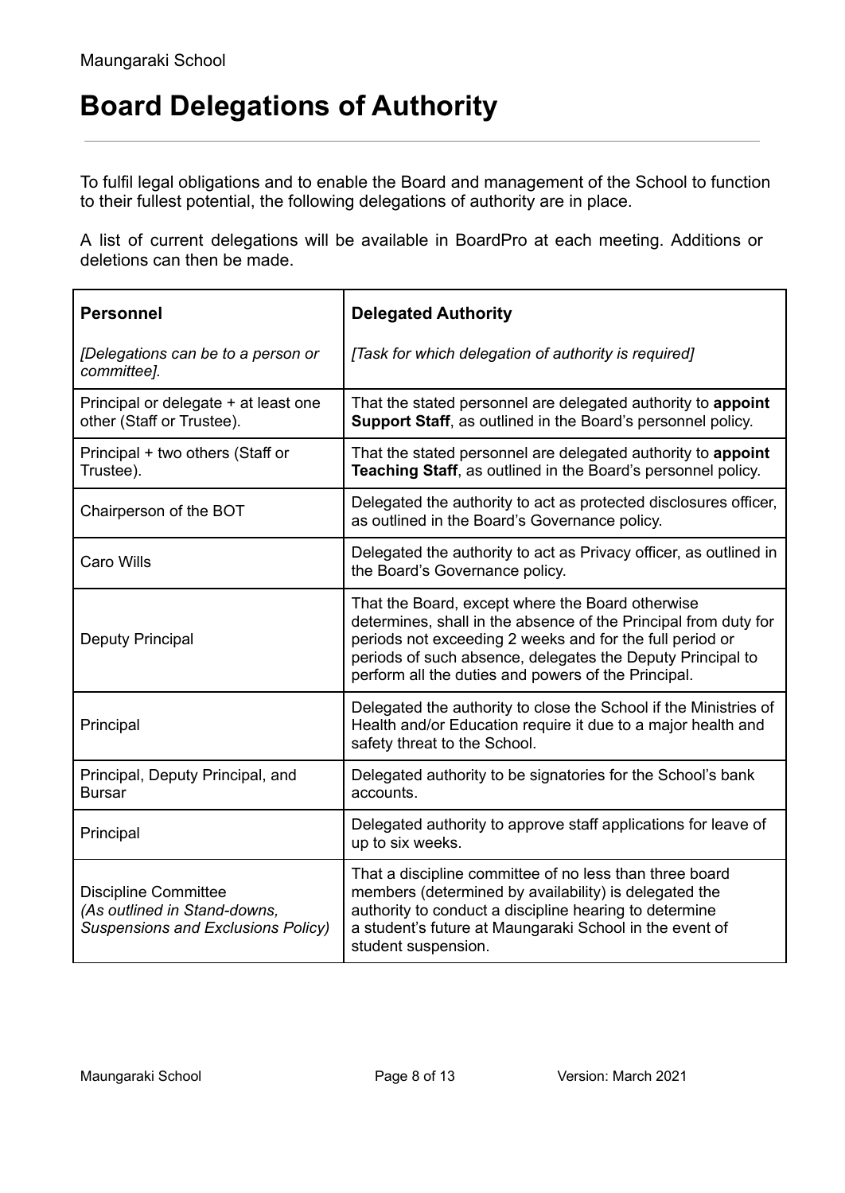# Board Delegations of Authority

To fulfil legal obligations and to enable the Board and management of the School to function to their fullest potential, the following delegations of authority are in place.

A list of current delegations will be available in BoardPro at each meeting. Additions or deletions can then be made.

| **Personnel**<br><br>*[Delegations can be to a person or committee].* | **Delegated Authority**<br><br>*[Task for which delegation of authority is required]* |
|---|---|
| Principal or delegate + at least one other (Staff or Trustee). | That the stated personnel are delegated authority to **appoint Support Staff**, as outlined in the Board's personnel policy. |
| Principal + two others (Staff or Trustee). | That the stated personnel are delegated authority to **appoint Teaching Staff**, as outlined in the Board's personnel policy. |
| Chairperson of the BOT | Delegated the authority to act as protected disclosures officer, as outlined in the Board's Governance policy. |
| Caro Wills | Delegated the authority to act as Privacy officer, as outlined in the Board's Governance policy. |
| Deputy Principal | That the Board, except where the Board otherwise determines, shall in the absence of the Principal from duty for periods not exceeding 2 weeks and for the full period or periods of such absence, delegates the Deputy Principal to perform all the duties and powers of the Principal. |
| Principal | Delegated the authority to close the School if the Ministries of Health and/or Education require it due to a major health and safety threat to the School. |
| Principal, Deputy Principal, and Bursar | Delegated authority to be signatories for the School's bank accounts. |
| Principal | Delegated authority to approve staff applications for leave of up to six weeks. |
| Discipline Committee<br>*(As outlined in Stand-downs, Suspensions and Exclusions Policy)* | That a discipline committee of no less than three board members (determined by availability) is delegated the authority to conduct a discipline hearing to determine a student's future at Maungaraki School in the event of student suspension. |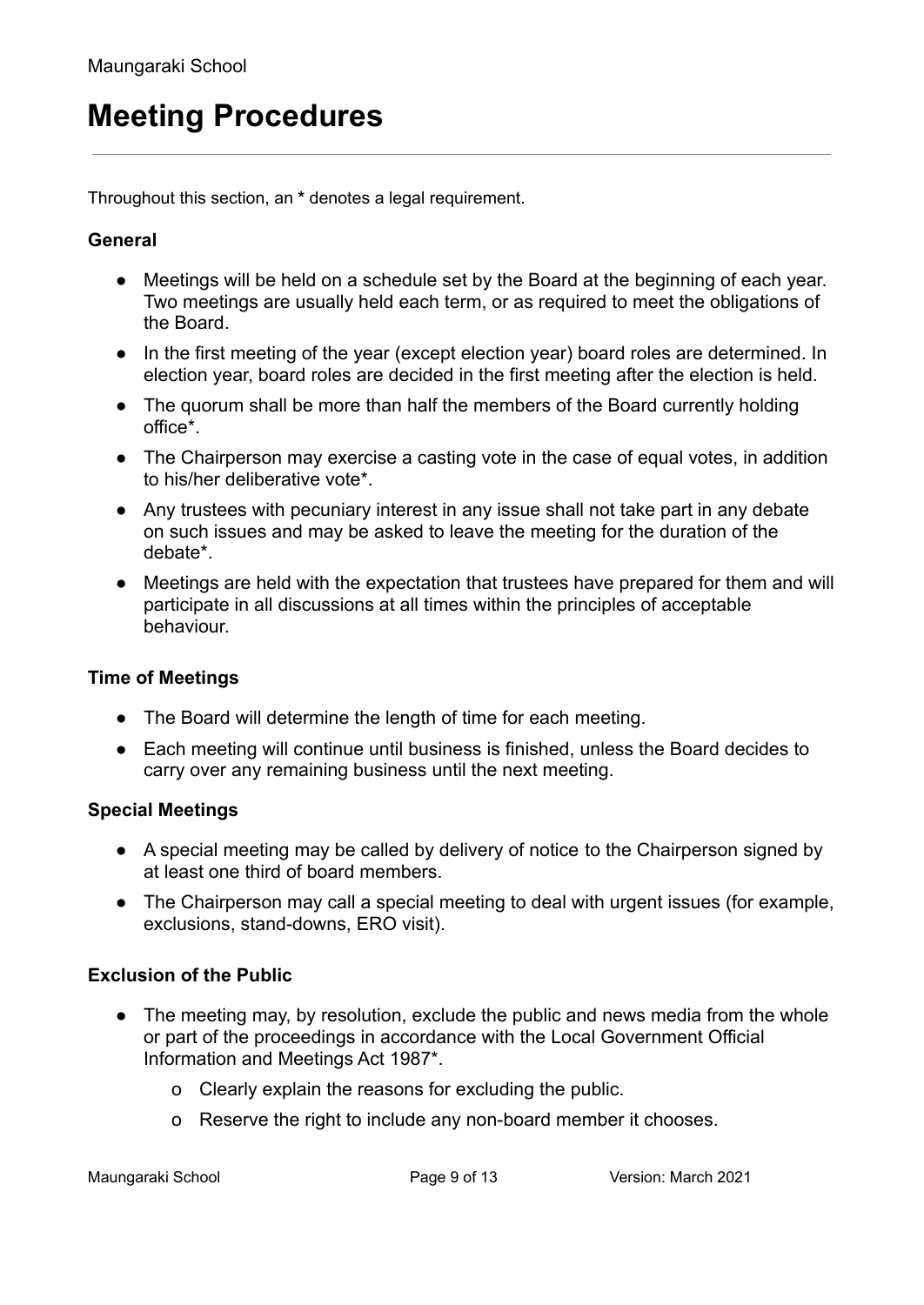# Meeting Procedures

Throughout this section, an **\*** denotes a legal requirement.

**General**

- Meetings will be held on a schedule set by the Board at the beginning of each year. Two meetings are usually held each term, or as required to meet the obligations of the Board.
- In the first meeting of the year (except election year) board roles are determined. In election year, board roles are decided in the first meeting after the election is held.
- The quorum shall be more than half the members of the Board currently holding office*.
- The Chairperson may exercise a casting vote in the case of equal votes, in addition to his/her deliberative vote*.
- Any trustees with pecuniary interest in any issue shall not take part in any debate on such issues and may be asked to leave the meeting for the duration of the debate*.
- Meetings are held with the expectation that trustees have prepared for them and will participate in all discussions at all times within the principles of acceptable behaviour.

**Time of Meetings**

- The Board will determine the length of time for each meeting.
- Each meeting will continue until business is finished, unless the Board decides to carry over any remaining business until the next meeting.

**Special Meetings**

- A special meeting may be called by delivery of notice to the Chairperson signed by at least one third of board members.
- The Chairperson may call a special meeting to deal with urgent issues (for example, exclusions, stand-downs, ERO visit).

**Exclusion of the Public**

- The meeting may, by resolution, exclude the public and news media from the whole or part of the proceedings in accordance with the Local Government Official Information and Meetings Act 1987*.
    - Clearly explain the reasons for excluding the public.
    - Reserve the right to include any non-board member it chooses.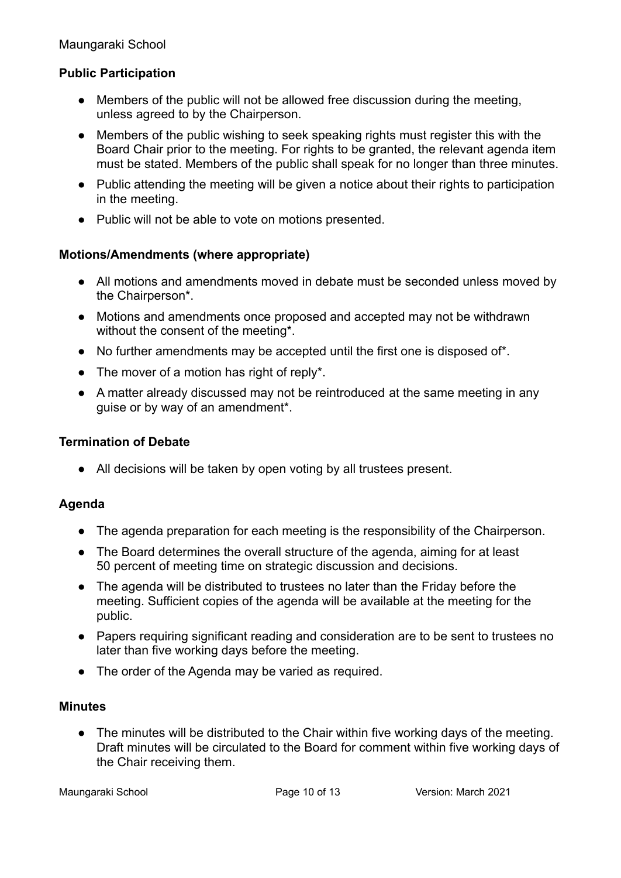### Public Participation

- Members of the public will not be allowed free discussion during the meeting, unless agreed to by the Chairperson.
- Members of the public wishing to seek speaking rights must register this with the Board Chair prior to the meeting. For rights to be granted, the relevant agenda item must be stated. Members of the public shall speak for no longer than three minutes.
- Public attending the meeting will be given a notice about their rights to participation in the meeting.
- Public will not be able to vote on motions presented.

### Motions/Amendments (where appropriate)

- All motions and amendments moved in debate must be seconded unless moved by the Chairperson*.
- Motions and amendments once proposed and accepted may not be withdrawn without the consent of the meeting*.
- No further amendments may be accepted until the first one is disposed of*.
- The mover of a motion has right of reply*.
- A matter already discussed may not be reintroduced at the same meeting in any guise or by way of an amendment*.

### Termination of Debate

- All decisions will be taken by open voting by all trustees present.

### Agenda

- The agenda preparation for each meeting is the responsibility of the Chairperson.
- The Board determines the overall structure of the agenda, aiming for at least 50 percent of meeting time on strategic discussion and decisions.
- The agenda will be distributed to trustees no later than the Friday before the meeting. Sufficient copies of the agenda will be available at the meeting for the public.
- Papers requiring significant reading and consideration are to be sent to trustees no later than five working days before the meeting.
- The order of the Agenda may be varied as required.

### Minutes

- The minutes will be distributed to the Chair within five working days of the meeting. Draft minutes will be circulated to the Board for comment within five working days of the Chair receiving them.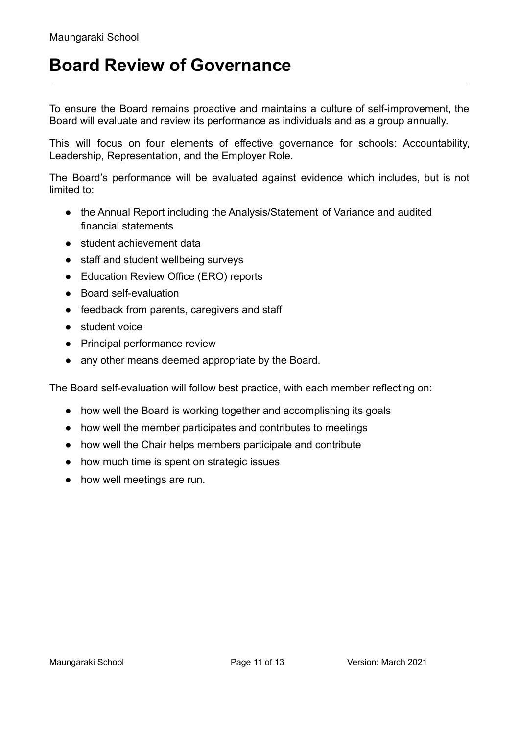# Board Review of Governance

To ensure the Board remains proactive and maintains a culture of self-improvement, the Board will evaluate and review its performance as individuals and as a group annually.

This will focus on four elements of effective governance for schools: Accountability, Leadership, Representation, and the Employer Role.

The Board's performance will be evaluated against evidence which includes, but is not limited to:

- the Annual Report including the Analysis/Statement of Variance and audited financial statements
- student achievement data
- staff and student wellbeing surveys
- Education Review Office (ERO) reports
- Board self-evaluation
- feedback from parents, caregivers and staff
- student voice
- Principal performance review
- any other means deemed appropriate by the Board.

The Board self-evaluation will follow best practice, with each member reflecting on:

- how well the Board is working together and accomplishing its goals
- how well the member participates and contributes to meetings
- how well the Chair helps members participate and contribute
- how much time is spent on strategic issues
- how well meetings are run.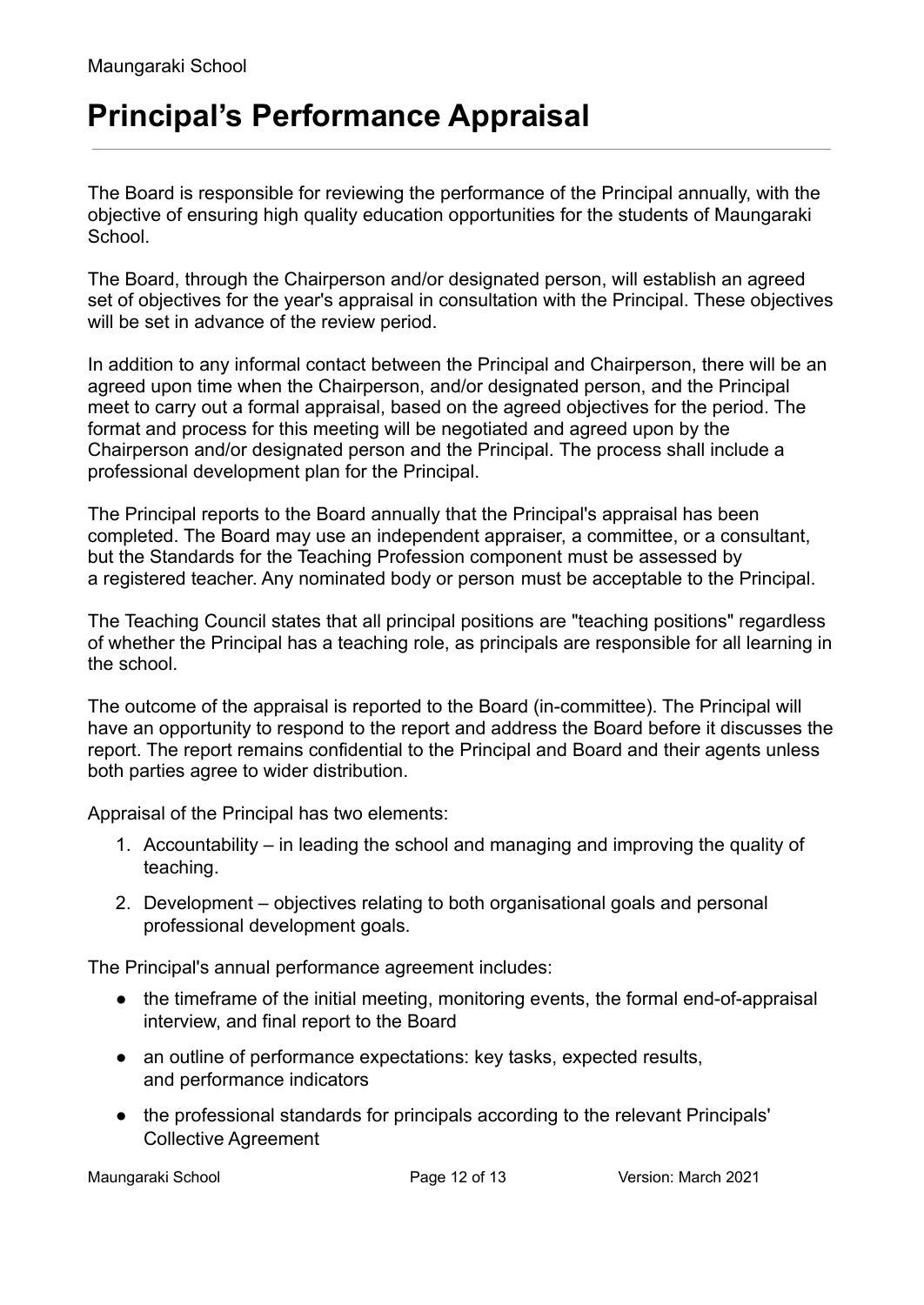# Principal's Performance Appraisal

The Board is responsible for reviewing the performance of the Principal annually, with the objective of ensuring high quality education opportunities for the students of Maungaraki School.

The Board, through the Chairperson and/or designated person, will establish an agreed set of objectives for the year's appraisal in consultation with the Principal. These objectives will be set in advance of the review period.

In addition to any informal contact between the Principal and Chairperson, there will be an agreed upon time when the Chairperson, and/or designated person, and the Principal meet to carry out a formal appraisal, based on the agreed objectives for the period. The format and process for this meeting will be negotiated and agreed upon by the Chairperson and/or designated person and the Principal. The process shall include a professional development plan for the Principal.

The Principal reports to the Board annually that the Principal's appraisal has been completed. The Board may use an independent appraiser, a committee, or a consultant, but the Standards for the Teaching Profession component must be assessed by a registered teacher. Any nominated body or person must be acceptable to the Principal.

The Teaching Council states that all principal positions are "teaching positions" regardless of whether the Principal has a teaching role, as principals are responsible for all learning in the school.

The outcome of the appraisal is reported to the Board (in-committee). The Principal will have an opportunity to respond to the report and address the Board before it discusses the report. The report remains confidential to the Principal and Board and their agents unless both parties agree to wider distribution.

Appraisal of the Principal has two elements:

1. Accountability – in leading the school and managing and improving the quality of teaching.
2. Development – objectives relating to both organisational goals and personal professional development goals.

The Principal's annual performance agreement includes:

- the timeframe of the initial meeting, monitoring events, the formal end-of-appraisal interview, and final report to the Board
- an outline of performance expectations: key tasks, expected results, and performance indicators
- the professional standards for principals according to the relevant Principals' Collective Agreement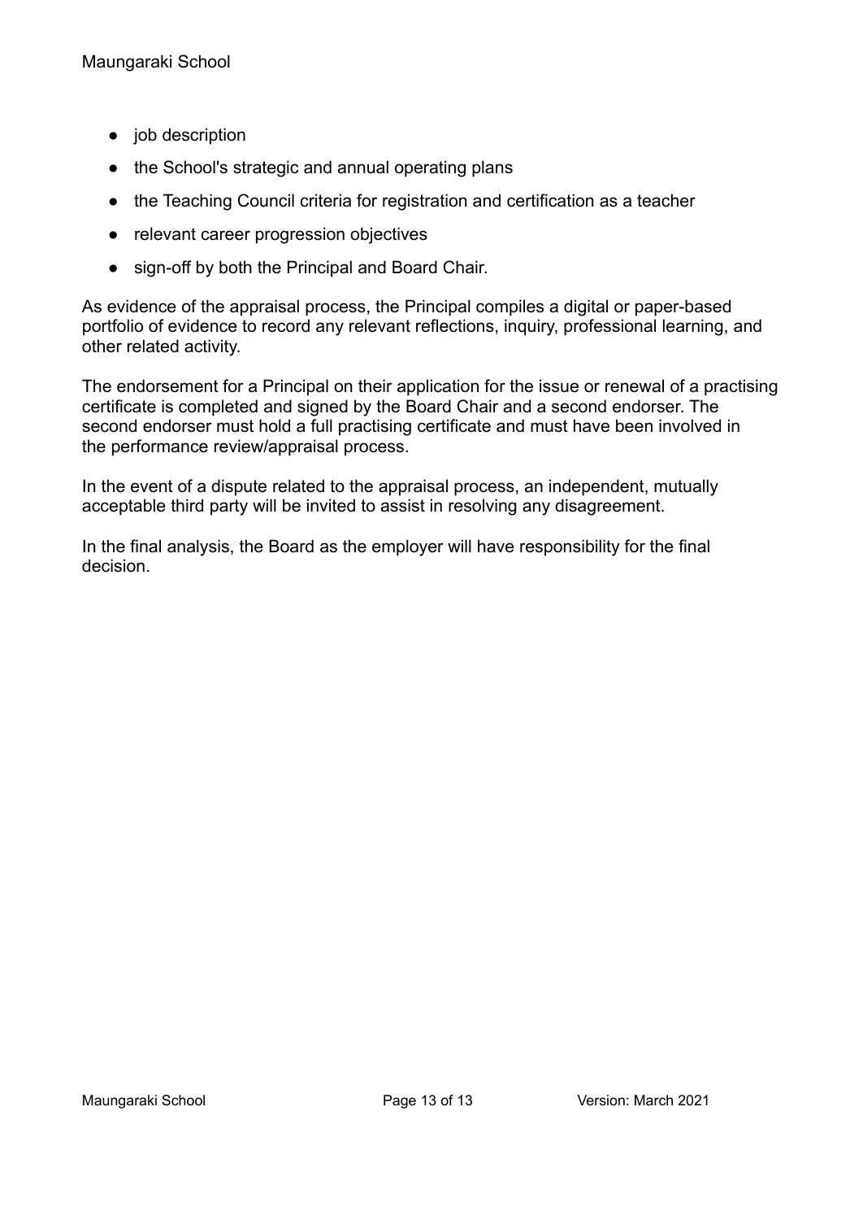- job description
- the School's strategic and annual operating plans
- the Teaching Council criteria for registration and certification as a teacher
- relevant career progression objectives
- sign-off by both the Principal and Board Chair.

As evidence of the appraisal process, the Principal compiles a digital or paper-based portfolio of evidence to record any relevant reflections, inquiry, professional learning, and other related activity.

The endorsement for a Principal on their application for the issue or renewal of a practising certificate is completed and signed by the Board Chair and a second endorser. The second endorser must hold a full practising certificate and must have been involved in the performance review/appraisal process.

In the event of a dispute related to the appraisal process, an independent, mutually acceptable third party will be invited to assist in resolving any disagreement.

In the final analysis, the Board as the employer will have responsibility for the final decision.